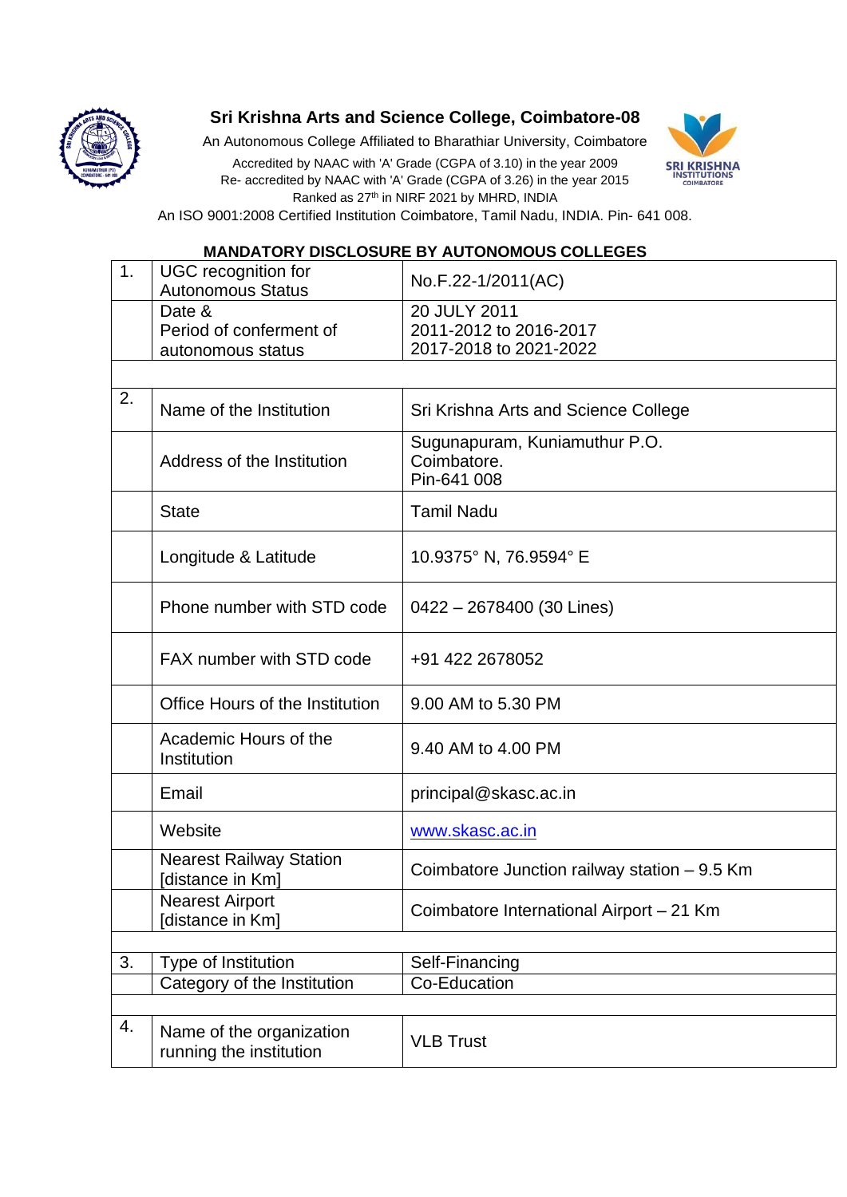# Sri Krishna Arts and Science College, Coimbatore-08

An Autonomous College Affiliated to Bharathiar University, Coimbatore

Accredited by NAAC with 'A' Grade (CGPA of 3.10) in the year 2009

Re- accredited by NAAC with 'A' Grade (CGPA of 3.26) in the year 2015

Ranked as 27th in NIRF 2021 by MHRD, INDIA

An ISO 9001:2008 Certified Institution Coimbatore, Tamil Nadu, INDIA. Pin- 641 008.

## MANDATORY DISCLOSURE BY AUTONOMOUS COLLEGES

| | | |
|---|---|---|
| 1. | UGC recognition for Autonomous Status | No.F.22-1/2011(AC) |
| | Date & Period of conferment of autonomous status | 20 JULY 2011<br>2011-2012 to 2016-2017<br>2017-2018 to 2021-2022 |
| | | |
| 2. | Name of the Institution | Sri Krishna Arts and Science College |
| | Address of the Institution | Sugunapuram, Kuniamuthur P.O.<br>Coimbatore.<br>Pin-641 008 |
| | State | Tamil Nadu |
| | Longitude & Latitude | 10.9375° N, 76.9594° E |
| | Phone number with STD code | 0422 – 2678400 (30 Lines) |
| | FAX number with STD code | +91 422 2678052 |
| | Office Hours of the Institution | 9.00 AM to 5.30 PM |
| | Academic Hours of the Institution | 9.40 AM to 4.00 PM |
| | Email | principal@skasc.ac.in |
| | Website | www.skasc.ac.in |
| | Nearest Railway Station [distance in Km] | Coimbatore Junction railway station – 9.5 Km |
| | Nearest Airport [distance in Km] | Coimbatore International Airport – 21 Km |
| | | |
| 3. | Type of Institution | Self-Financing |
| | Category of the Institution | Co-Education |
| | | |
| 4. | Name of the organization running the institution | VLB Trust |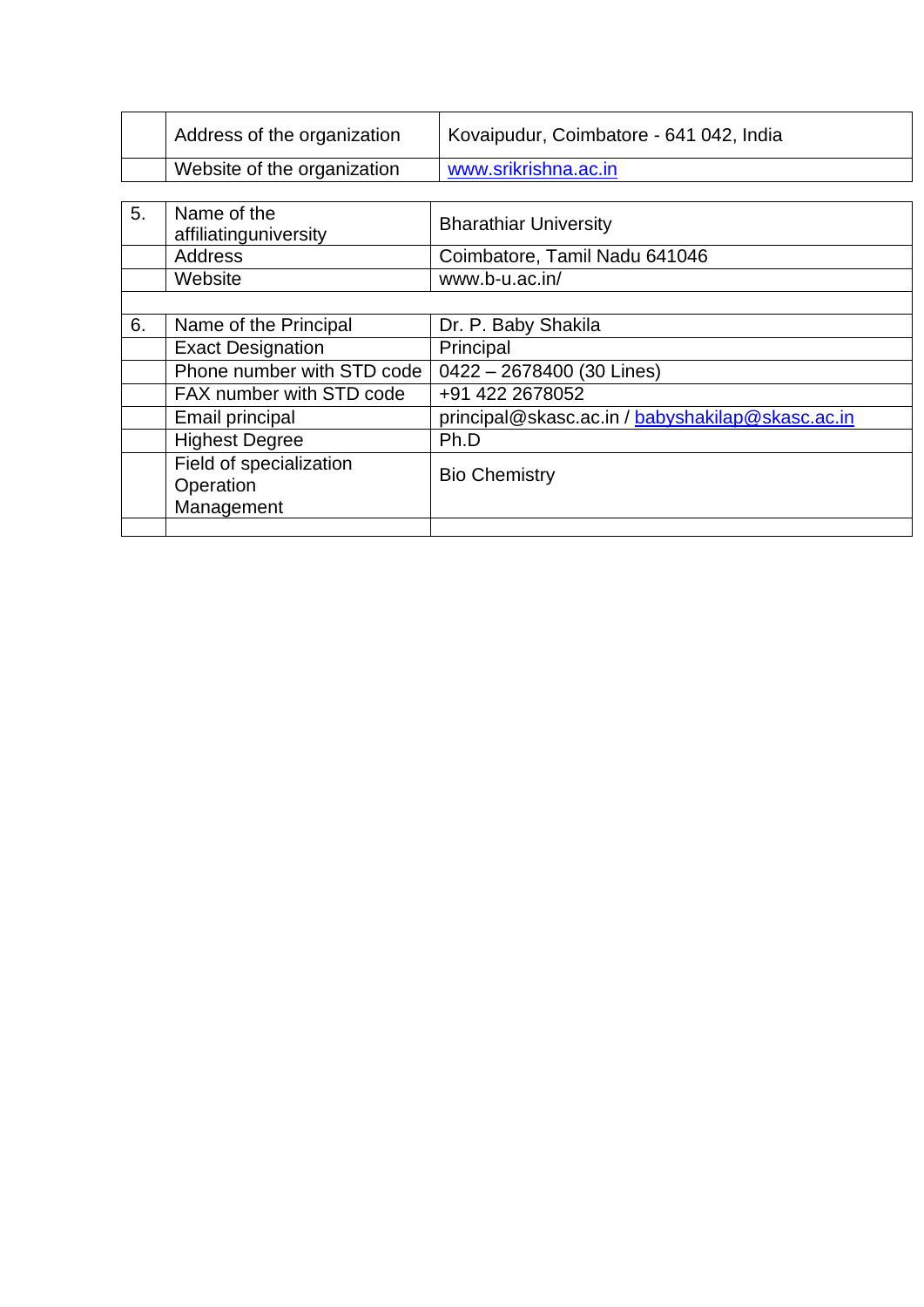| | | |
|---|---|---|
| | Address of the organization | Kovaipudur, Coimbatore - 641 042, India |
| | Website of the organization | www.srikrishna.ac.in |

| | | |
|---|---|---|
| 5. | Name of the affiliatinguniversity | Bharathiar University |
| | Address | Coimbatore, Tamil Nadu 641046 |
| | Website | www.b-u.ac.in/ |
| | | |
| 6. | Name of the Principal | Dr. P. Baby Shakila |
| | Exact Designation | Principal |
| | Phone number with STD code | 0422 – 2678400 (30 Lines) |
| | FAX number with STD code | +91 422 2678052 |
| | Email principal | principal@skasc.ac.in / babyshakilap@skasc.ac.in |
| | Highest Degree | Ph.D |
| | Field of specialization Operation Management | Bio Chemistry |
| | | |